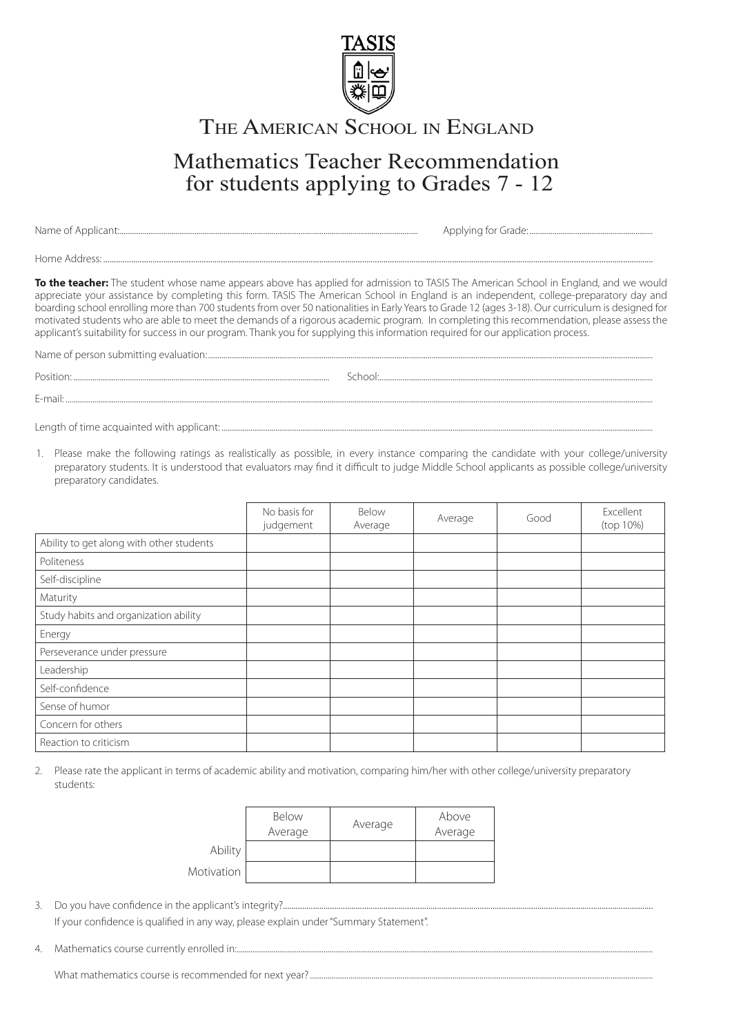TASIS

# The American School in England

## Mathematics Teacher Recommendation for students applying to Grades 7 - 12

Name of Applicant:........................................ Applying for Grade:........................................

Home Address:........................................

**To the teacher:** The student whose name appears above has applied for admission to TASIS The American School in England, and we would appreciate your assistance by completing this form. TASIS The American School in England is an independent, college-preparatory day and boarding school enrolling more than 700 students from over 50 nationalities in Early Years to Grade 12 (ages 3-18). Our curriculum is designed for motivated students who are able to meet the demands of a rigorous academic program. In completing this recommendation, please assess the applicant's suitability for success in our program. Thank you for supplying this information required for our application process.

Name of person submitting evaluation:........................................

Position:........................................ School:........................................

E-mail:........................................

Length of time acquainted with applicant:........................................

1. Please make the following ratings as realistically as possible, in every instance comparing the candidate with your college/university preparatory students. It is understood that evaluators may find it difficult to judge Middle School applicants as possible college/university preparatory candidates.

| | No basis for judgement | Below Average | Average | Good | Excellent (top 10%) |
|---|---|---|---|---|---|
| Ability to get along with other students | | | | | |
| Politeness | | | | | |
| Self-discipline | | | | | |
| Maturity | | | | | |
| Study habits and organization ability | | | | | |
| Energy | | | | | |
| Perseverance under pressure | | | | | |
| Leadership | | | | | |
| Self-confidence | | | | | |
| Sense of humor | | | | | |
| Concern for others | | | | | |
| Reaction to criticism | | | | | |

2. Please rate the applicant in terms of academic ability and motivation, comparing him/her with other college/university preparatory students:

| | Below Average | Average | Above Average |
|---|---|---|---|
| Ability | | | |
| Motivation | | | |

3. Do you have confidence in the applicant's integrity?........................................

   If your confidence is qualified in any way, please explain under "Summary Statement".

4. Mathematics course currently enrolled in:........................................

   What mathematics course is recommended for next year?........................................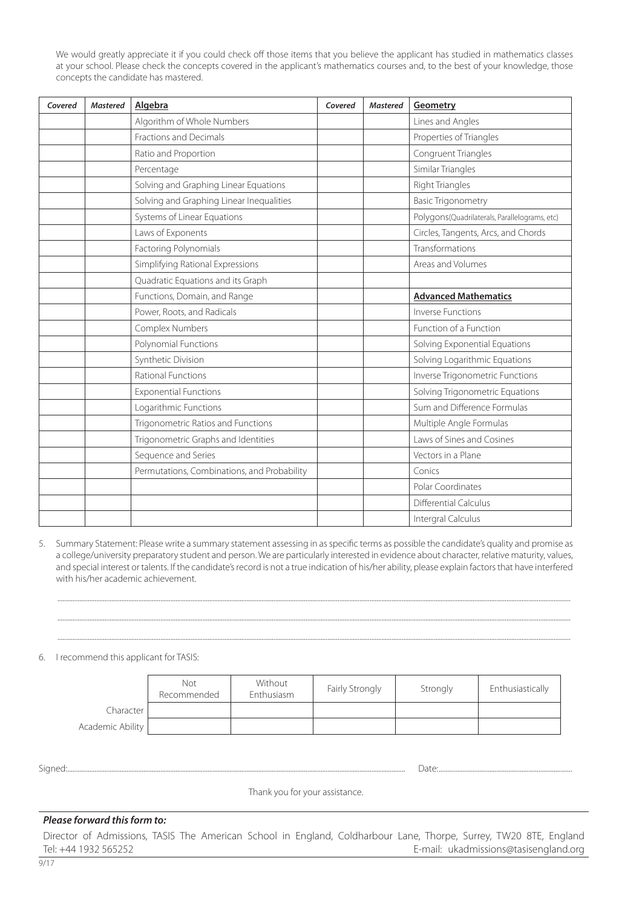We would greatly appreciate it if you could check off those items that you believe the applicant has studied in mathematics classes at your school. Please check the concepts covered in the applicant's mathematics courses and, to the best of your knowledge, those concepts the candidate has mastered.

| *Covered* | *Mastered* | **Algebra** | *Covered* | *Mastered* | **Geometry** |
|---|---|---|---|---|---|
| | | Algorithm of Whole Numbers | | | Lines and Angles |
| | | Fractions and Decimals | | | Properties of Triangles |
| | | Ratio and Proportion | | | Congruent Triangles |
| | | Percentage | | | Similar Triangles |
| | | Solving and Graphing Linear Equations | | | Right Triangles |
| | | Solving and Graphing Linear Inequalities | | | Basic Trigonometry |
| | | Systems of Linear Equations | | | Polygons(Quadrilaterals, Parallelograms, etc) |
| | | Laws of Exponents | | | Circles, Tangents, Arcs, and Chords |
| | | Factoring Polynomials | | | Transformations |
| | | Simplifying Rational Expressions | | | Areas and Volumes |
| | | Quadratic Equations and its Graph | | | |
| | | Functions, Domain, and Range | | | **Advanced Mathematics** |
| | | Power, Roots, and Radicals | | | Inverse Functions |
| | | Complex Numbers | | | Function of a Function |
| | | Polynomial Functions | | | Solving Exponential Equations |
| | | Synthetic Division | | | Solving Logarithmic Equations |
| | | Rational Functions | | | Inverse Trigonometric Functions |
| | | Exponential Functions | | | Solving Trigonometric Equations |
| | | Logarithmic Functions | | | Sum and Difference Formulas |
| | | Trigonometric Ratios and Functions | | | Multiple Angle Formulas |
| | | Trigonometric Graphs and Identities | | | Laws of Sines and Cosines |
| | | Sequence and Series | | | Vectors in a Plane |
| | | Permutations, Combinations, and Probability | | | Conics |
| | | | | | Polar Coordinates |
| | | | | | Differential Calculus |
| | | | | | Intergral Calculus |

5. Summary Statement: Please write a summary statement assessing in as specific terms as possible the candidate's quality and promise as a college/university preparatory student and person. We are particularly interested in evidence about character, relative maturity, values, and special interest or talents. If the candidate's record is not a true indication of his/her ability, please explain factors that have interfered with his/her academic achievement.

...............................................................................................................................................

...............................................................................................................................................

...............................................................................................................................................

6. I recommend this applicant for TASIS:

| | Not Recommended | Without Enthusiasm | Fairly Strongly | Strongly | Enthusiastically |
|---|---|---|---|---|---|
| Character | | | | | |
| Academic Ability | | | | | |

Signed:............................................................................................ Date:..............................................

Thank you for your assistance.

***Please forward this form to:***

Director of Admissions, TASIS The American School in England, Coldharbour Lane, Thorpe, Surrey, TW20 8TE, England
Tel: +44 1932 565252 E-mail: ukadmissions@tasisengland.org

9/17